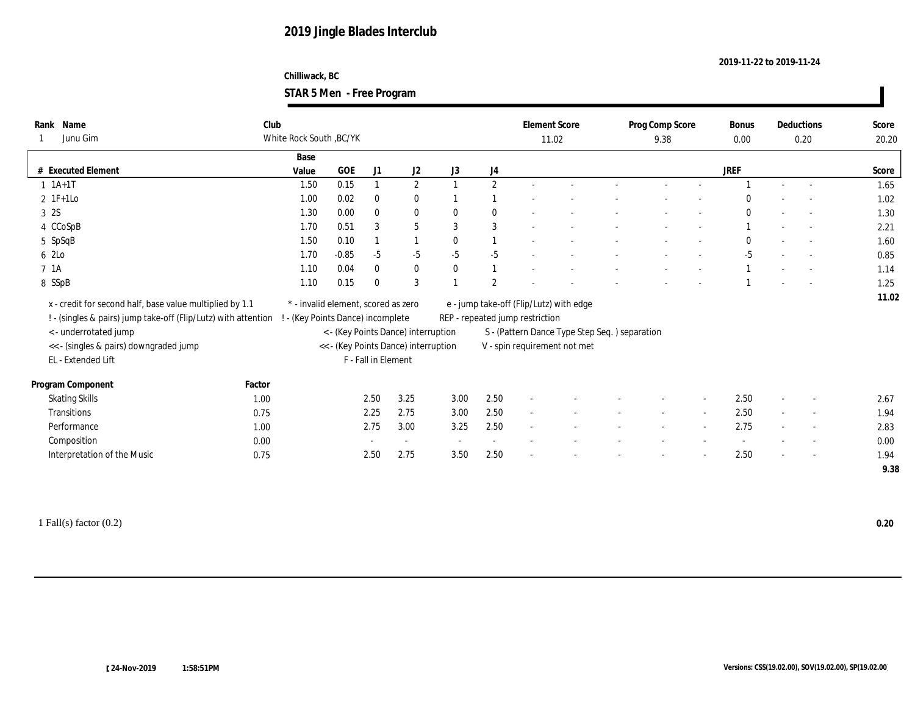# 2019 Jingle Blades Interclub

2019-11-22 to 2019-11-24

Chilliwack, BC

**STAR 5 Men - Free Program**

| Rank | Name | Club | Element Score | Prog Comp Score | Bonus | Deductions | Score |
|---|---|---|---|---|---|---|---|
| 1 | Junu Gim | White Rock South ,BC/YK | 11.02 | 9.38 | 0.00 | 0.20 | 20.20 |

| # | Executed Element | Base Value | GOE | J1 | J2 | J3 | J4 | | | | | | | JREF | | | Score |
|---|---|---|---|---|---|---|---|---|---|---|---|---|---|---|---|---|---|
| 1 | 1A+1T | 1.50 | 0.15 | 1 | 2 | 1 | 2 | - | - | - | - | - | - | 1 | - | - | 1.65 |
| 2 | 1F+1Lo | 1.00 | 0.02 | 0 | 0 | 1 | 1 | - | - | - | - | - | - | 0 | - | - | 1.02 |
| 3 | 2S | 1.30 | 0.00 | 0 | 0 | 0 | 0 | - | - | - | - | - | - | 0 | - | - | 1.30 |
| 4 | CCoSpB | 1.70 | 0.51 | 3 | 5 | 3 | 3 | - | - | - | - | - | - | 1 | - | - | 2.21 |
| 5 | SpSqB | 1.50 | 0.10 | 1 | 1 | 0 | 1 | - | - | - | - | - | - | 0 | - | - | 1.60 |
| 6 | 2Lo | 1.70 | -0.85 | -5 | -5 | -5 | -5 | - | - | - | - | - | - | -5 | - | - | 0.85 |
| 7 | 1A | 1.10 | 0.04 | 0 | 0 | 0 | 1 | - | - | - | - | - | - | 1 | - | - | 1.14 |
| 8 | SSpB | 1.10 | 0.15 | 0 | 3 | 1 | 2 | - | - | - | - | - | - | 1 | - | - | 1.25 |
| | | | | | | | | | | | | | | | | | 11.02 |

x - credit for second half, base value multiplied by 1.1
! - (singles & pairs) jump take-off (Flip/Lutz) with attention
< - underrotated jump
<< - (singles & pairs) downgraded jump
EL - Extended Lift
* - invalid element, scored as zero
! - (Key Points Dance) incomplete
< - (Key Points Dance) interruption
<< - (Key Points Dance) interruption
F - Fall in Element
e - jump take-off (Flip/Lutz) with edge
REP - repeated jump restriction
S - (Pattern Dance Type Step Seq. ) separation
V - spin requirement not met

| Program Component | Factor | J1 | J2 | J3 | J4 | | | | | | | JREF | | | Score |
|---|---|---|---|---|---|---|---|---|---|---|---|---|---|---|---|
| Skating Skills | 1.00 | 2.50 | 3.25 | 3.00 | 2.50 | - | - | - | - | - | - | 2.50 | - | - | 2.67 |
| Transitions | 0.75 | 2.25 | 2.75 | 3.00 | 2.50 | - | - | - | - | - | - | 2.50 | - | - | 1.94 |
| Performance | 1.00 | 2.75 | 3.00 | 3.25 | 2.50 | - | - | - | - | - | - | 2.75 | - | - | 2.83 |
| Composition | 0.00 | - | - | - | - | - | - | - | - | - | - | - | - | - | 0.00 |
| Interpretation of the Music | 0.75 | 2.50 | 2.75 | 3.50 | 2.50 | - | - | - | - | - | - | 2.50 | - | - | 1.94 |
| | | | | | | | | | | | | | | | 9.38 |

1 Fall(s) factor (0.2) **0.20**

24-Nov-2019 1:58:51PM

Versions: CSS(19.02.00), SOV(19.02.00), SP(19.02.00)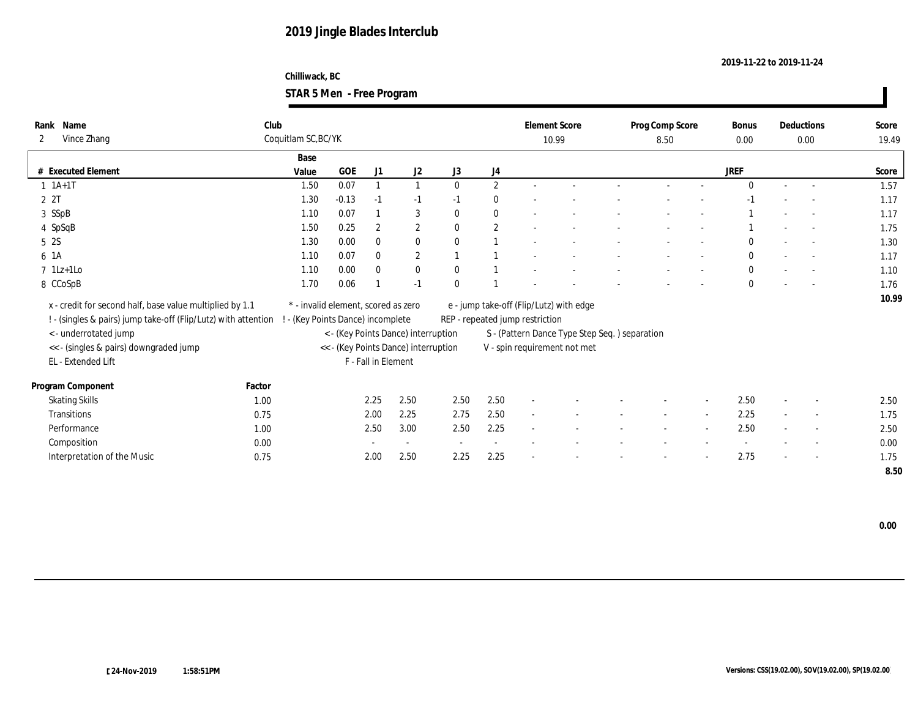# 2019 Jingle Blades Interclub

2019-11-22 to 2019-11-24

Chilliwack, BC

**STAR 5 Men - Free Program**

| Rank | Name | Club | Element Score | Prog Comp Score | Bonus | Deductions | Score |
|---|---|---|---|---|---|---|---|
| 2 | Vince Zhang | Coquitlam SC,BC/YK | 10.99 | 8.50 | 0.00 | 0.00 | 19.49 |

| # | Executed Element | Base Value | GOE | J1 | J2 | J3 | J4 | | | | | | | JREF | | | Score |
|---|---|---|---|---|---|---|---|---|---|---|---|---|---|---|---|---|---|
| 1 | 1A+1T | 1.50 | 0.07 | 1 | 1 | 0 | 2 | - | - | - | - | - | - | 0 | - | - | 1.57 |
| 2 | 2T | 1.30 | -0.13 | -1 | -1 | -1 | 0 | - | - | - | - | - | - | -1 | - | - | 1.17 |
| 3 | SSpB | 1.10 | 0.07 | 1 | 3 | 0 | 0 | - | - | - | - | - | - | 1 | - | - | 1.17 |
| 4 | SpSqB | 1.50 | 0.25 | 2 | 2 | 0 | 2 | - | - | - | - | - | - | 1 | - | - | 1.75 |
| 5 | 2S | 1.30 | 0.00 | 0 | 0 | 0 | 1 | - | - | - | - | - | - | 0 | - | - | 1.30 |
| 6 | 1A | 1.10 | 0.07 | 0 | 2 | 1 | 1 | - | - | - | - | - | - | 0 | - | - | 1.17 |
| 7 | 1Lz+1Lo | 1.10 | 0.00 | 0 | 0 | 0 | 1 | - | - | - | - | - | - | 0 | - | - | 1.10 |
| 8 | CCoSpB | 1.70 | 0.06 | 1 | -1 | 0 | 1 | - | - | - | - | - | - | 0 | - | - | 1.76 |
| | | | | | | | | | | | | | | | | | 10.99 |

x - credit for second half, base value multiplied by 1.1
! - (singles & pairs) jump take-off (Flip/Lutz) with attention
< - underrotated jump
<< - (singles & pairs) downgraded jump
EL - Extended Lift
* - invalid element, scored as zero
! - (Key Points Dance) incomplete
< - (Key Points Dance) interruption
<< - (Key Points Dance) interruption
F - Fall in Element
e - jump take-off (Flip/Lutz) with edge
REP - repeated jump restriction
S - (Pattern Dance Type Step Seq. ) separation
V - spin requirement not met

| Program Component | Factor | J1 | J2 | J3 | J4 | | | | | | | JREF | | | Score |
|---|---|---|---|---|---|---|---|---|---|---|---|---|---|---|---|
| Skating Skills | 1.00 | 2.25 | 2.50 | 2.50 | 2.50 | - | - | - | - | - | - | 2.50 | - | - | 2.50 |
| Transitions | 0.75 | 2.00 | 2.25 | 2.75 | 2.50 | - | - | - | - | - | - | 2.25 | - | - | 1.75 |
| Performance | 1.00 | 2.50 | 3.00 | 2.50 | 2.25 | - | - | - | - | - | - | 2.50 | - | - | 2.50 |
| Composition | 0.00 | - | - | - | - | - | - | - | - | - | - | - | - | - | 0.00 |
| Interpretation of the Music | 0.75 | 2.00 | 2.50 | 2.25 | 2.25 | - | - | - | - | - | - | 2.75 | - | - | 1.75 |
| | | | | | | | | | | | | | | | 8.50 |

0.00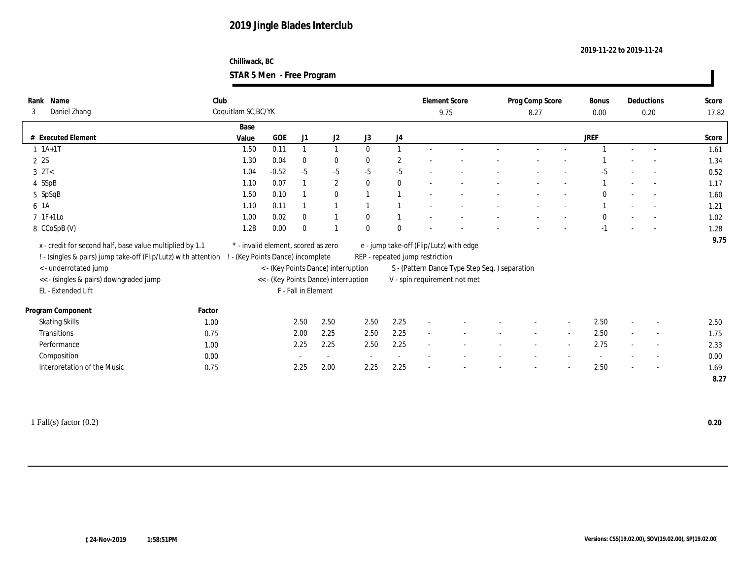# 2019 Jingle Blades Interclub

2019-11-22 to 2019-11-24

Chilliwack, BC

**STAR 5 Men - Free Program**

| Rank | Name | Club | Element Score | Prog Comp Score | Bonus | Deductions | Score |
|---|---|---|---|---|---|---|---|
| 3 | Daniel Zhang | Coquitlam SC,BC/YK | 9.75 | 8.27 | 0.00 | 0.20 | 17.82 |

| # | Executed Element | Base Value | GOE | J1 | J2 | J3 | J4 | | | | | | | JREF | | | Score |
|---|---|---|---|---|---|---|---|---|---|---|---|---|---|---|---|---|---|
| 1 | 1A+1T | 1.50 | 0.11 | 1 | 1 | 0 | 1 | - | - | - | - | - | | 1 | - | - | 1.61 |
| 2 | 2S | 1.30 | 0.04 | 0 | 0 | 0 | 2 | - | - | - | - | - | | 1 | - | - | 1.34 |
| 3 | 2T< | 1.04 | -0.52 | -5 | -5 | -5 | -5 | - | - | - | - | - | | -5 | - | - | 0.52 |
| 4 | SSpB | 1.10 | 0.07 | 1 | 2 | 0 | 0 | - | - | - | - | - | | 1 | - | - | 1.17 |
| 5 | SpSqB | 1.50 | 0.10 | 1 | 0 | 1 | 1 | - | - | - | - | - | | 0 | - | - | 1.60 |
| 6 | 1A | 1.10 | 0.11 | 1 | 1 | 1 | 1 | - | - | - | - | - | | 1 | - | - | 1.21 |
| 7 | 1F+1Lo | 1.00 | 0.02 | 0 | 1 | 0 | 1 | - | - | - | - | - | | 0 | - | - | 1.02 |
| 8 | CCoSpB (V) | 1.28 | 0.00 | 0 | 1 | 0 | 0 | - | - | - | - | - | | -1 | - | - | 1.28 |
| | | | | | | | | | | | | | | | | | 9.75 |

x - credit for second half, base value multiplied by 1.1
! - (singles & pairs) jump take-off (Flip/Lutz) with attention
< - underrotated jump
<< - (singles & pairs) downgraded jump
EL - Extended Lift
* - invalid element, scored as zero
! - (Key Points Dance) incomplete
< - (Key Points Dance) interruption
<< - (Key Points Dance) interruption
F - Fall in Element
e - jump take-off (Flip/Lutz) with edge
REP - repeated jump restriction
S - (Pattern Dance Type Step Seq. ) separation
V - spin requirement not met

| Program Component | Factor | J1 | J2 | J3 | J4 | | | | | | | JREF | | | Score |
|---|---|---|---|---|---|---|---|---|---|---|---|---|---|---|---|
| Skating Skills | 1.00 | 2.50 | 2.50 | 2.50 | 2.25 | - | - | - | - | - | - | 2.50 | - | - | 2.50 |
| Transitions | 0.75 | 2.00 | 2.25 | 2.50 | 2.25 | - | - | - | - | - | - | 2.50 | - | - | 1.75 |
| Performance | 1.00 | 2.25 | 2.25 | 2.50 | 2.25 | - | - | - | - | - | - | 2.75 | - | - | 2.33 |
| Composition | 0.00 | - | - | - | - | - | - | - | - | - | - | - | - | - | 0.00 |
| Interpretation of the Music | 0.75 | 2.25 | 2.00 | 2.25 | 2.25 | - | - | - | - | - | - | 2.50 | - | - | 1.69 |
| | | | | | | | | | | | | | | | 8.27 |

1 Fall(s) factor (0.2) **0.20**

24-Nov-2019 1:58:51PM

Versions: CSS(19.02.00), SOV(19.02.00), SP(19.02.00)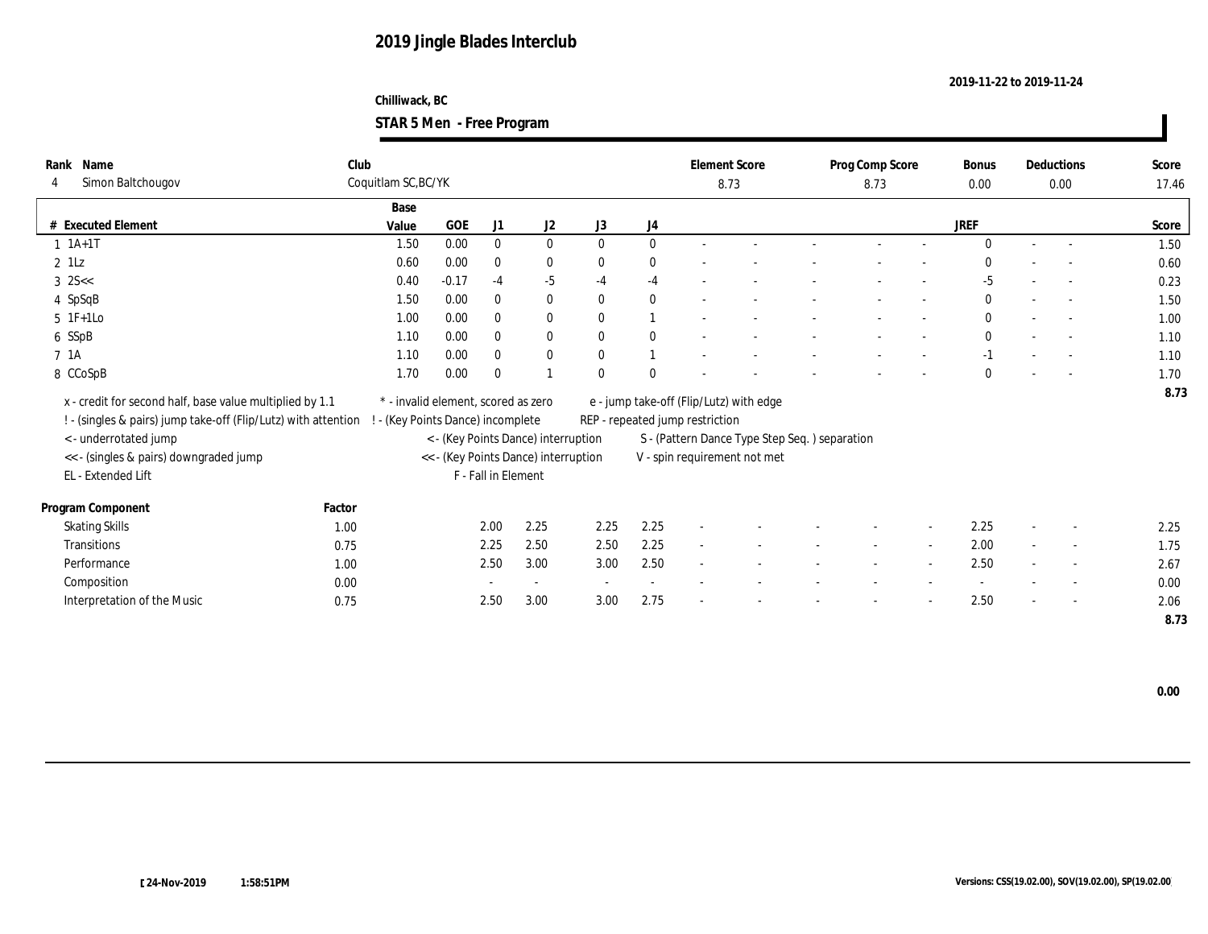# 2019 Jingle Blades Interclub

2019-11-22 to 2019-11-24

Chilliwack, BC

**STAR 5 Men - Free Program**

| Rank | Name | Club | Element Score | Prog Comp Score | Bonus | Deductions | Score |
|---|---|---|---|---|---|---|---|
| 4 | Simon Baltchougov | Coquitlam SC,BC/YK | 8.73 | 8.73 | 0.00 | 0.00 | 17.46 |

| # | Executed Element | Base Value | GOE | J1 | J2 | J3 | J4 | | | | | | JREF | | | Score |
|---|---|---|---|---|---|---|---|---|---|---|---|---|---|---|---|---|
| 1 | 1A+1T | 1.50 | 0.00 | 0 | 0 | 0 | 0 | - | - | - | - | - | 0 | - | - | 1.50 |
| 2 | 1Lz | 0.60 | 0.00 | 0 | 0 | 0 | 0 | - | - | - | - | - | 0 | - | - | 0.60 |
| 3 | 2S<< | 0.40 | -0.17 | -4 | -5 | -4 | -4 | - | - | - | - | - | -5 | - | - | 0.23 |
| 4 | SpSqB | 1.50 | 0.00 | 0 | 0 | 0 | 0 | - | - | - | - | - | 0 | - | - | 1.50 |
| 5 | 1F+1Lo | 1.00 | 0.00 | 0 | 0 | 0 | 1 | - | - | - | - | - | 0 | - | - | 1.00 |
| 6 | SSpB | 1.10 | 0.00 | 0 | 0 | 0 | 0 | - | - | - | - | - | 0 | - | - | 1.10 |
| 7 | 1A | 1.10 | 0.00 | 0 | 0 | 0 | 1 | - | - | - | - | - | -1 | - | - | 1.10 |
| 8 | CCoSpB | 1.70 | 0.00 | 0 | 1 | 0 | 0 | - | - | - | - | - | 0 | - | - | 1.70 |
| | | | | | | | | | | | | | | | | 8.73 |

x - credit for second half, base value multiplied by 1.1
! - (singles & pairs) jump take-off (Flip/Lutz) with attention
< - underrotated jump
<< - (singles & pairs) downgraded jump
EL - Extended Lift
* - invalid element, scored as zero
! - (Key Points Dance) incomplete
< - (Key Points Dance) interruption
<< - (Key Points Dance) interruption
F - Fall in Element
e - jump take-off (Flip/Lutz) with edge
REP - repeated jump restriction
S - (Pattern Dance Type Step Seq. ) separation
V - spin requirement not met

| Program Component | Factor | J1 | J2 | J3 | J4 | | | | | | JREF | | | Score |
|---|---|---|---|---|---|---|---|---|---|---|---|---|---|---|
| Skating Skills | 1.00 | 2.00 | 2.25 | 2.25 | 2.25 | - | - | - | - | - | 2.25 | - | - | 2.25 |
| Transitions | 0.75 | 2.25 | 2.50 | 2.50 | 2.25 | - | - | - | - | - | 2.00 | - | - | 1.75 |
| Performance | 1.00 | 2.50 | 3.00 | 3.00 | 2.50 | - | - | - | - | - | 2.50 | - | - | 2.67 |
| Composition | 0.00 | - | - | - | - | - | - | - | - | - | - | - | - | 0.00 |
| Interpretation of the Music | 0.75 | 2.50 | 3.00 | 3.00 | 2.75 | - | - | - | - | - | 2.50 | - | - | 2.06 |
| | | | | | | | | | | | | | | 8.73 |

**0.00**

24-Nov-2019 1:58:51PM

Versions: CSS(19.02.00), SOV(19.02.00), SP(19.02.00)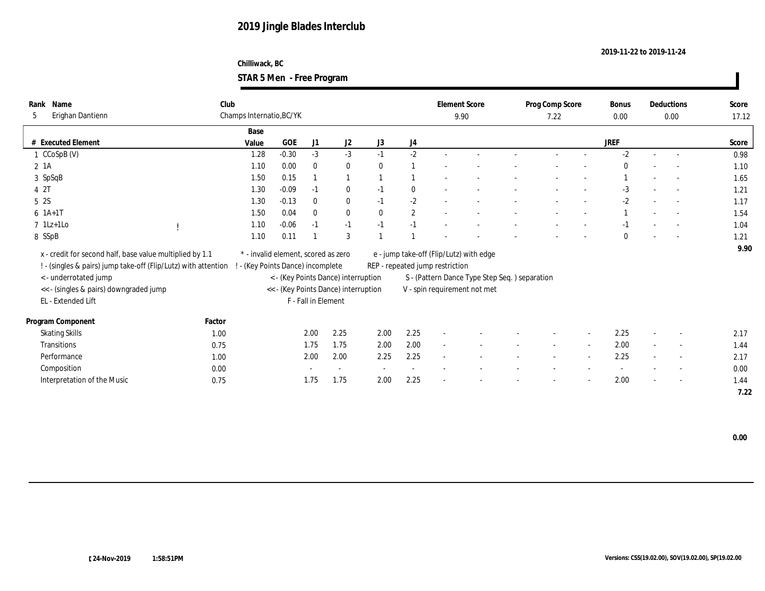# 2019 Jingle Blades Interclub

2019-11-22 to 2019-11-24

Chilliwack, BC

## STAR 5 Men - Free Program

| Rank | Name | Club | Element Score | Prog Comp Score | Bonus | Deductions | Score |
|---|---|---|---|---|---|---|---|
| 5 | Erighan Dantienn | Champs Internatio,BC/YK | 9.90 | 7.22 | 0.00 | 0.00 | 17.12 |

| # | Executed Element | | Base Value | GOE | J1 | J2 | J3 | J4 | | | | | | | JREF | | | Score |
|---|---|---|---|---|---|---|---|---|---|---|---|---|---|---|---|---|---|---|
| 1 | CCoSpB (V) | | 1.28 | -0.30 | -3 | -3 | -1 | -2 | - | - | - | - | - | | -2 | - | - | 0.98 |
| 2 | 1A | | 1.10 | 0.00 | 0 | 0 | 0 | 1 | - | - | - | - | - | | 0 | - | - | 1.10 |
| 3 | SpSqB | | 1.50 | 0.15 | 1 | 1 | 1 | 1 | - | - | - | - | - | | 1 | - | - | 1.65 |
| 4 | 2T | | 1.30 | -0.09 | -1 | 0 | -1 | 0 | - | - | - | - | - | | -3 | - | - | 1.21 |
| 5 | 2S | | 1.30 | -0.13 | 0 | 0 | -1 | -2 | - | - | - | - | - | | -2 | - | - | 1.17 |
| 6 | 1A+1T | | 1.50 | 0.04 | 0 | 0 | 0 | 2 | - | - | - | - | - | | 1 | - | - | 1.54 |
| 7 | 1Lz+1Lo | ! | 1.10 | -0.06 | -1 | -1 | -1 | -1 | - | - | - | - | - | | -1 | - | - | 1.04 |
| 8 | SSpB | | 1.10 | 0.11 | 1 | 3 | 1 | 1 | - | - | - | - | - | | 0 | - | - | 1.21 |
| | | | | | | | | | | | | | | | | | | 9.90 |

x - credit for second half, base value multiplied by 1.1
! - (singles & pairs) jump take-off (Flip/Lutz) with attention
< - underrotated jump
<< - (singles & pairs) downgraded jump
EL - Extended Lift
\* - invalid element, scored as zero
! - (Key Points Dance) incomplete
< - (Key Points Dance) interruption
<< - (Key Points Dance) interruption
F - Fall in Element
e - jump take-off (Flip/Lutz) with edge
REP - repeated jump restriction
S - (Pattern Dance Type Step Seq. ) separation
V - spin requirement not met

| Program Component | Factor | J1 | J2 | J3 | J4 | | | | | | JREF | | | Score |
|---|---|---|---|---|---|---|---|---|---|---|---|---|---|---|
| Skating Skills | 1.00 | 2.00 | 2.25 | 2.00 | 2.25 | - | - | - | - | - | 2.25 | - | - | 2.17 |
| Transitions | 0.75 | 1.75 | 1.75 | 2.00 | 2.00 | - | - | - | - | - | 2.00 | - | - | 1.44 |
| Performance | 1.00 | 2.00 | 2.00 | 2.25 | 2.25 | - | - | - | - | - | 2.25 | - | - | 2.17 |
| Composition | 0.00 | - | - | - | - | - | - | - | - | - | - | - | - | 0.00 |
| Interpretation of the Music | 0.75 | 1.75 | 1.75 | 2.00 | 2.25 | - | - | - | - | - | 2.00 | - | - | 1.44 |
| | | | | | | | | | | | | | | 7.22 |

0.00

[ 24-Nov-2019 1:58:51PM

Versions: CSS(19.02.00), SOV(19.02.00), SP(19.02.00)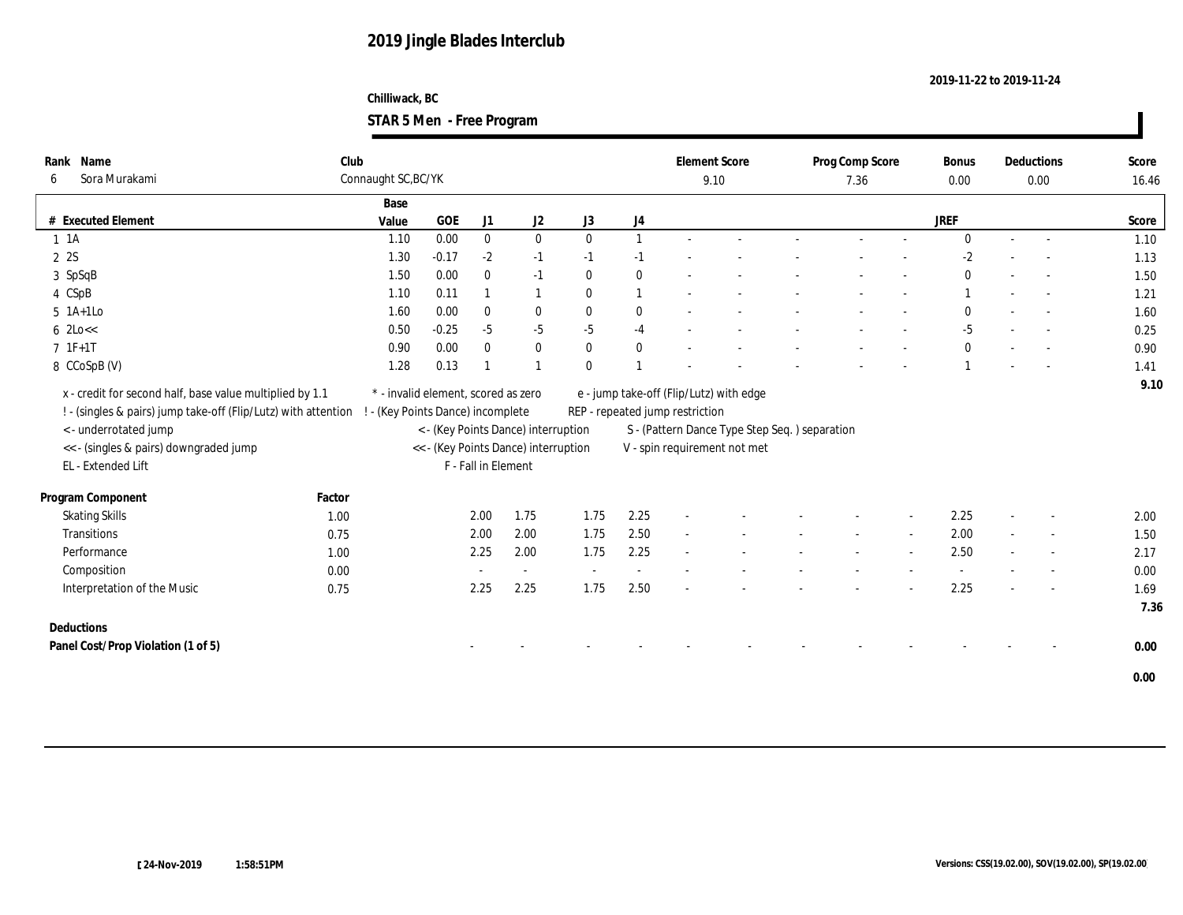# 2019 Jingle Blades Interclub

2019-11-22 to 2019-11-24

Chilliwack, BC

**STAR 5 Men - Free Program**

| Rank | Name | Club | Element Score | Prog Comp Score | Bonus | Deductions | Score |
|---|---|---|---|---|---|---|---|
| 6 | Sora Murakami | Connaught SC,BC/YK | 9.10 | 7.36 | 0.00 | 0.00 | 16.46 |

| # | Executed Element | Base Value | GOE | J1 | J2 | J3 | J4 | | | | | | JREF | | | Score |
|---|---|---|---|---|---|---|---|---|---|---|---|---|---|---|---|---|
| 1 | 1A | 1.10 | 0.00 | 0 | 0 | 0 | 1 | - | - | - | - | - | 0 | - | - | 1.10 |
| 2 | 2S | 1.30 | -0.17 | -2 | -1 | -1 | -1 | - | - | - | - | - | -2 | - | - | 1.13 |
| 3 | SpSqB | 1.50 | 0.00 | 0 | -1 | 0 | 0 | - | - | - | - | - | 0 | - | - | 1.50 |
| 4 | CSpB | 1.10 | 0.11 | 1 | 1 | 0 | 1 | - | - | - | - | - | 1 | - | - | 1.21 |
| 5 | 1A+1Lo | 1.60 | 0.00 | 0 | 0 | 0 | 0 | - | - | - | - | - | 0 | - | - | 1.60 |
| 6 | 2Lo<< | 0.50 | -0.25 | -5 | -5 | -5 | -4 | - | - | - | - | - | -5 | - | - | 0.25 |
| 7 | 1F+1T | 0.90 | 0.00 | 0 | 0 | 0 | 0 | - | - | - | - | - | 0 | - | - | 0.90 |
| 8 | CCoSpB (V) | 1.28 | 0.13 | 1 | 1 | 0 | 1 | - | - | - | - | - | 1 | - | - | 1.41 |
| | | | | | | | | | | | | | | | | 9.10 |

x - credit for second half, base value multiplied by 1.1
! - (singles & pairs) jump take-off (Flip/Lutz) with attention
< - underrotated jump
<< - (singles & pairs) downgraded jump
EL - Extended Lift
* - invalid element, scored as zero
! - (Key Points Dance) incomplete
< - (Key Points Dance) interruption
<< - (Key Points Dance) interruption
F - Fall in Element
e - jump take-off (Flip/Lutz) with edge
REP - repeated jump restriction
S - (Pattern Dance Type Step Seq. ) separation
V - spin requirement not met

| Program Component | Factor | J1 | J2 | J3 | J4 | | | | | | JREF | | | Score |
|---|---|---|---|---|---|---|---|---|---|---|---|---|---|---|
| Skating Skills | 1.00 | 2.00 | 1.75 | 1.75 | 2.25 | - | - | - | - | - | 2.25 | - | - | 2.00 |
| Transitions | 0.75 | 2.00 | 2.00 | 1.75 | 2.50 | - | - | - | - | - | 2.00 | - | - | 1.50 |
| Performance | 1.00 | 2.25 | 2.00 | 1.75 | 2.25 | - | - | - | - | - | 2.50 | - | - | 2.17 |
| Composition | 0.00 | - | - | - | - | - | - | - | - | - | - | - | - | 0.00 |
| Interpretation of the Music | 0.75 | 2.25 | 2.25 | 1.75 | 2.50 | - | - | - | - | - | 2.25 | - | - | 1.69 |
| | | | | | | | | | | | | | | 7.36 |

| Deductions | | | | | | | | | | | | | | |
|---|---|---|---|---|---|---|---|---|---|---|---|---|---|---|
| Panel Cost/Prop Violation (1 of 5) | - | - | - | - | - | - | - | - | - | - | - | - | - | 0.00 |
| | | | | | | | | | | | | | | 0.00 |

24-Nov-2019 1:58:51PM

Versions: CSS(19.02.00), SOV(19.02.00), SP(19.02.00)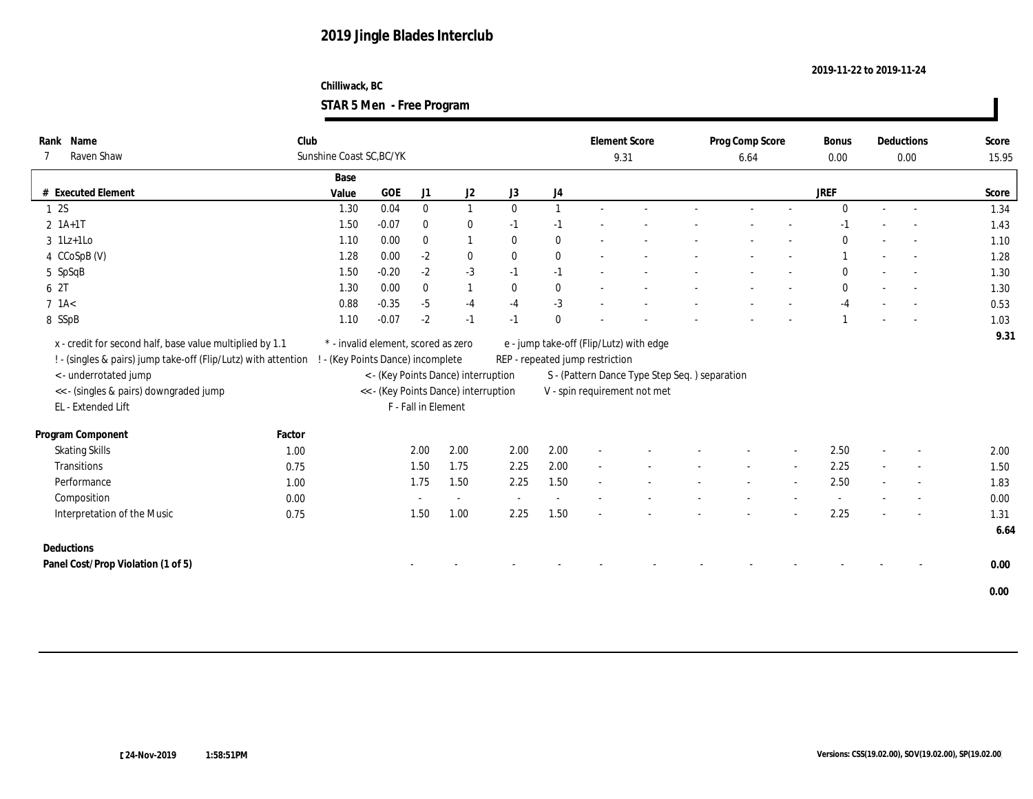# 2019 Jingle Blades Interclub

2019-11-22 to 2019-11-24

Chilliwack, BC

**STAR 5 Men - Free Program**

| Rank | Name | Club | Element Score | Prog Comp Score | Bonus | Deductions | Score |
|---|---|---|---|---|---|---|---|
| 7 | Raven Shaw | Sunshine Coast SC,BC/YK | 9.31 | 6.64 | 0.00 | 0.00 | 15.95 |

| # | Executed Element | Base Value | GOE | J1 | J2 | J3 | J4 | | | | | | JREF | | | Score |
|---|---|---|---|---|---|---|---|---|---|---|---|---|---|---|---|---|
| 1 | 2S | 1.30 | 0.04 | 0 | 1 | 0 | 1 | - | - | - | - | - | 0 | - | - | 1.34 |
| 2 | 1A+1T | 1.50 | -0.07 | 0 | 0 | -1 | -1 | - | - | - | - | - | -1 | - | - | 1.43 |
| 3 | 1Lz+1Lo | 1.10 | 0.00 | 0 | 1 | 0 | 0 | - | - | - | - | - | 0 | - | - | 1.10 |
| 4 | CCoSpB (V) | 1.28 | 0.00 | -2 | 0 | 0 | 0 | - | - | - | - | - | 1 | - | - | 1.28 |
| 5 | SpSqB | 1.50 | -0.20 | -2 | -3 | -1 | -1 | - | - | - | - | - | 0 | - | - | 1.30 |
| 6 | 2T | 1.30 | 0.00 | 0 | 1 | 0 | 0 | - | - | - | - | - | 0 | - | - | 1.30 |
| 7 | 1A< | 0.88 | -0.35 | -5 | -4 | -4 | -3 | - | - | - | - | - | -4 | - | - | 0.53 |
| 8 | SSpB | 1.10 | -0.07 | -2 | -1 | -1 | 0 | - | - | - | - | - | 1 | - | - | 1.03 |
| | | | | | | | | | | | | | | | | 9.31 |

x - credit for second half, base value multiplied by 1.1
! - (singles & pairs) jump take-off (Flip/Lutz) with attention
< - underrotated jump
<< - (singles & pairs) downgraded jump
EL - Extended Lift
* - invalid element, scored as zero
! - (Key Points Dance) incomplete
< - (Key Points Dance) interruption
<< - (Key Points Dance) interruption
F - Fall in Element
e - jump take-off (Flip/Lutz) with edge
REP - repeated jump restriction
S - (Pattern Dance Type Step Seq. ) separation
V - spin requirement not met

| Program Component | Factor | J1 | J2 | J3 | J4 | | | | | | JREF | | | Score |
|---|---|---|---|---|---|---|---|---|---|---|---|---|---|---|
| Skating Skills | 1.00 | 2.00 | 2.00 | 2.00 | 2.00 | - | - | - | - | - | 2.50 | - | - | 2.00 |
| Transitions | 0.75 | 1.50 | 1.75 | 2.25 | 2.00 | - | - | - | - | - | 2.25 | - | - | 1.50 |
| Performance | 1.00 | 1.75 | 1.50 | 2.25 | 1.50 | - | - | - | - | - | 2.50 | - | - | 1.83 |
| Composition | 0.00 | - | - | - | - | - | - | - | - | - | - | - | - | 0.00 |
| Interpretation of the Music | 0.75 | 1.50 | 1.00 | 2.25 | 1.50 | - | - | - | - | - | 2.25 | - | - | 1.31 |
| | | | | | | | | | | | | | | 6.64 |

| Deductions | | | | | | | | | | | | | | |
|---|---|---|---|---|---|---|---|---|---|---|---|---|---|---|
| Panel Cost/Prop Violation (1 of 5) | - | - | - | - | - | - | - | - | - | - | - | - | - | 0.00 |
| | | | | | | | | | | | | | | 0.00 |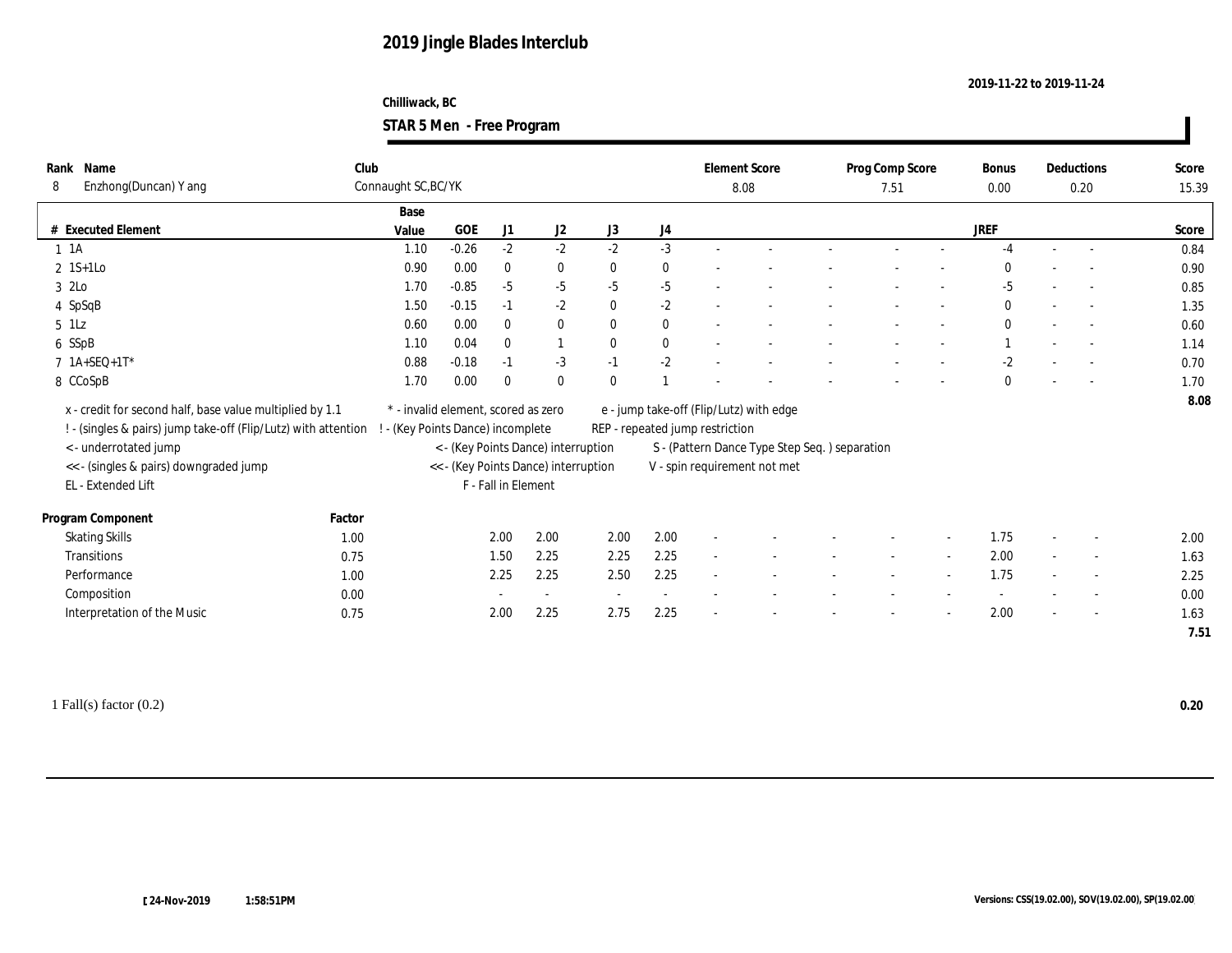# 2019 Jingle Blades Interclub

2019-11-22 to 2019-11-24

Chilliwack, BC

**STAR 5 Men - Free Program**

| Rank | Name | Club | Element Score | Prog Comp Score | Bonus | Deductions | Score |
|---|---|---|---|---|---|---|---|
| 8 | Enzhong(Duncan) Yang | Connaught SC,BC/YK | 8.08 | 7.51 | 0.00 | 0.20 | 15.39 |

| # | Executed Element | Base Value | GOE | J1 | J2 | J3 | J4 | | | | | | JREF | | | Score |
|---|---|---|---|---|---|---|---|---|---|---|---|---|---|---|---|---|
| 1 | 1A | 1.10 | -0.26 | -2 | -2 | -2 | -3 | - | - | - | - | - | -4 | - | - | 0.84 |
| 2 | 1S+1Lo | 0.90 | 0.00 | 0 | 0 | 0 | 0 | - | - | - | - | - | 0 | - | - | 0.90 |
| 3 | 2Lo | 1.70 | -0.85 | -5 | -5 | -5 | -5 | - | - | - | - | - | -5 | - | - | 0.85 |
| 4 | SpSqB | 1.50 | -0.15 | -1 | -2 | 0 | -2 | - | - | - | - | - | 0 | - | - | 1.35 |
| 5 | 1Lz | 0.60 | 0.00 | 0 | 0 | 0 | 0 | - | - | - | - | - | 0 | - | - | 0.60 |
| 6 | SSpB | 1.10 | 0.04 | 0 | 1 | 0 | 0 | - | - | - | - | - | 1 | - | - | 1.14 |
| 7 | 1A+SEQ+1T* | 0.88 | -0.18 | -1 | -3 | -1 | -2 | - | - | - | - | - | -2 | - | - | 0.70 |
| 8 | CCoSpB | 1.70 | 0.00 | 0 | 0 | 0 | 1 | - | - | - | - | - | 0 | - | - | 1.70 |
| | | | | | | | | | | | | | | | | 8.08 |

x - credit for second half, base value multiplied by 1.1
! - (singles & pairs) jump take-off (Flip/Lutz) with attention
< - underrotated jump
<< - (singles & pairs) downgraded jump
EL - Extended Lift
* - invalid element, scored as zero
! - (Key Points Dance) incomplete
< - (Key Points Dance) interruption
<< - (Key Points Dance) interruption
F - Fall in Element
e - jump take-off (Flip/Lutz) with edge
REP - repeated jump restriction
S - (Pattern Dance Type Step Seq. ) separation
V - spin requirement not met

| Program Component | Factor | J1 | J2 | J3 | J4 | | | | | | JREF | | | Score |
|---|---|---|---|---|---|---|---|---|---|---|---|---|---|---|
| Skating Skills | 1.00 | 2.00 | 2.00 | 2.00 | 2.00 | - | - | - | - | - | 1.75 | - | - | 2.00 |
| Transitions | 0.75 | 1.50 | 2.25 | 2.25 | 2.25 | - | - | - | - | - | 2.00 | - | - | 1.63 |
| Performance | 1.00 | 2.25 | 2.25 | 2.50 | 2.25 | - | - | - | - | - | 1.75 | - | - | 2.25 |
| Composition | 0.00 | - | - | - | - | - | - | - | - | - | - | - | - | 0.00 |
| Interpretation of the Music | 0.75 | 2.00 | 2.25 | 2.75 | 2.25 | - | - | - | - | - | 2.00 | - | - | 1.63 |
| | | | | | | | | | | | | | | 7.51 |

1 Fall(s) factor (0.2) **0.20**

24-Nov-2019 1:58:51PM

Versions: CSS(19.02.00), SOV(19.02.00), SP(19.02.00)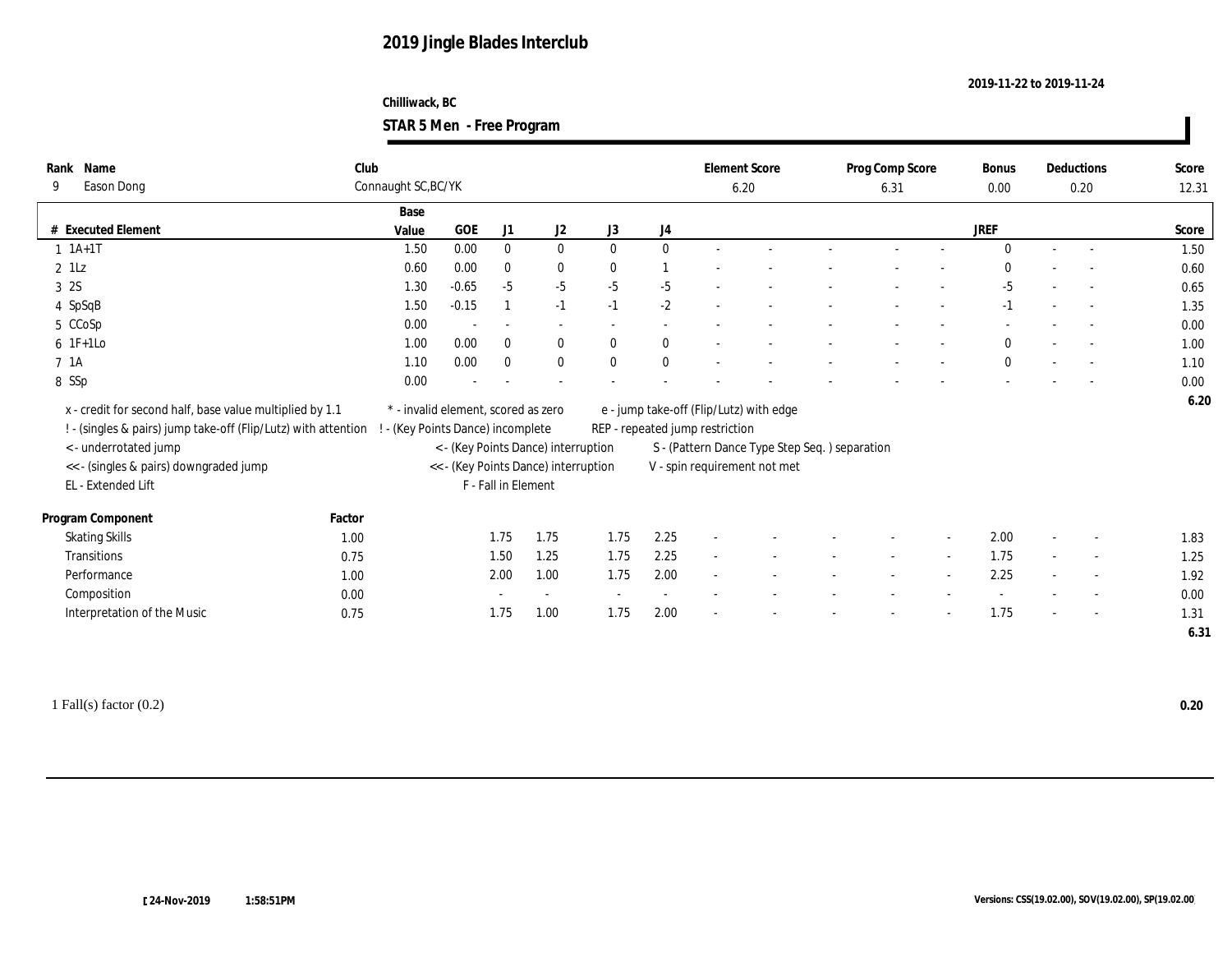# 2019 Jingle Blades Interclub

2019-11-22 to 2019-11-24

Chilliwack, BC

**STAR 5 Men - Free Program**

| Rank | Name | Club | Element Score | Prog Comp Score | Bonus | Deductions | Score |
|---|---|---|---|---|---|---|---|
| 9 | Eason Dong | Connaught SC,BC/YK | 6.20 | 6.31 | 0.00 | 0.20 | 12.31 |

| # | Executed Element | Base Value | GOE | J1 | J2 | J3 | J4 | | | | | | | JREF | | | Score |
|---|---|---|---|---|---|---|---|---|---|---|---|---|---|---|---|---|---|
| 1 | 1A+1T | 1.50 | 0.00 | 0 | 0 | 0 | 0 | - | - | - | - | - | - | 0 | - | - | 1.50 |
| 2 | 1Lz | 0.60 | 0.00 | 0 | 0 | 0 | 1 | - | - | - | - | - | - | 0 | - | - | 0.60 |
| 3 | 2S | 1.30 | -0.65 | -5 | -5 | -5 | -5 | - | - | - | - | - | - | -5 | - | - | 0.65 |
| 4 | SpSqB | 1.50 | -0.15 | 1 | -1 | -1 | -2 | - | - | - | - | - | - | -1 | - | - | 1.35 |
| 5 | CCoSp | 0.00 | - | - | - | - | - | - | - | - | - | - | - | - | - | - | 0.00 |
| 6 | 1F+1Lo | 1.00 | 0.00 | 0 | 0 | 0 | 0 | - | - | - | - | - | - | 0 | - | - | 1.00 |
| 7 | 1A | 1.10 | 0.00 | 0 | 0 | 0 | 0 | - | - | - | - | - | - | 0 | - | - | 1.10 |
| 8 | SSp | 0.00 | - | - | - | - | - | - | - | - | - | - | - | - | - | - | 0.00 |
| | | | | | | | | | | | | | | | | | 6.20 |

x - credit for second half, base value multiplied by 1.1
! - (singles & pairs) jump take-off (Flip/Lutz) with attention
< - underrotated jump
<< - (singles & pairs) downgraded jump
EL - Extended Lift
* - invalid element, scored as zero
! - (Key Points Dance) incomplete
< - (Key Points Dance) interruption
<< - (Key Points Dance) interruption
F - Fall in Element
e - jump take-off (Flip/Lutz) with edge
REP - repeated jump restriction
S - (Pattern Dance Type Step Seq. ) separation
V - spin requirement not met

| Program Component | Factor | J1 | J2 | J3 | J4 | | | | | | | JREF | | | Score |
|---|---|---|---|---|---|---|---|---|---|---|---|---|---|---|---|
| Skating Skills | 1.00 | 1.75 | 1.75 | 1.75 | 2.25 | - | - | - | - | - | - | 2.00 | - | - | 1.83 |
| Transitions | 0.75 | 1.50 | 1.25 | 1.75 | 2.25 | - | - | - | - | - | - | 1.75 | - | - | 1.25 |
| Performance | 1.00 | 2.00 | 1.00 | 1.75 | 2.00 | - | - | - | - | - | - | 2.25 | - | - | 1.92 |
| Composition | 0.00 | - | - | - | - | - | - | - | - | - | - | - | - | - | 0.00 |
| Interpretation of the Music | 0.75 | 1.75 | 1.00 | 1.75 | 2.00 | - | - | - | - | - | - | 1.75 | - | - | 1.31 |
| | | | | | | | | | | | | | | | 6.31 |

1 Fall(s) factor (0.2) **0.20**

[ 24-Nov-2019 1:58:51PM

Versions: CSS(19.02.00), SOV(19.02.00), SP(19.02.00)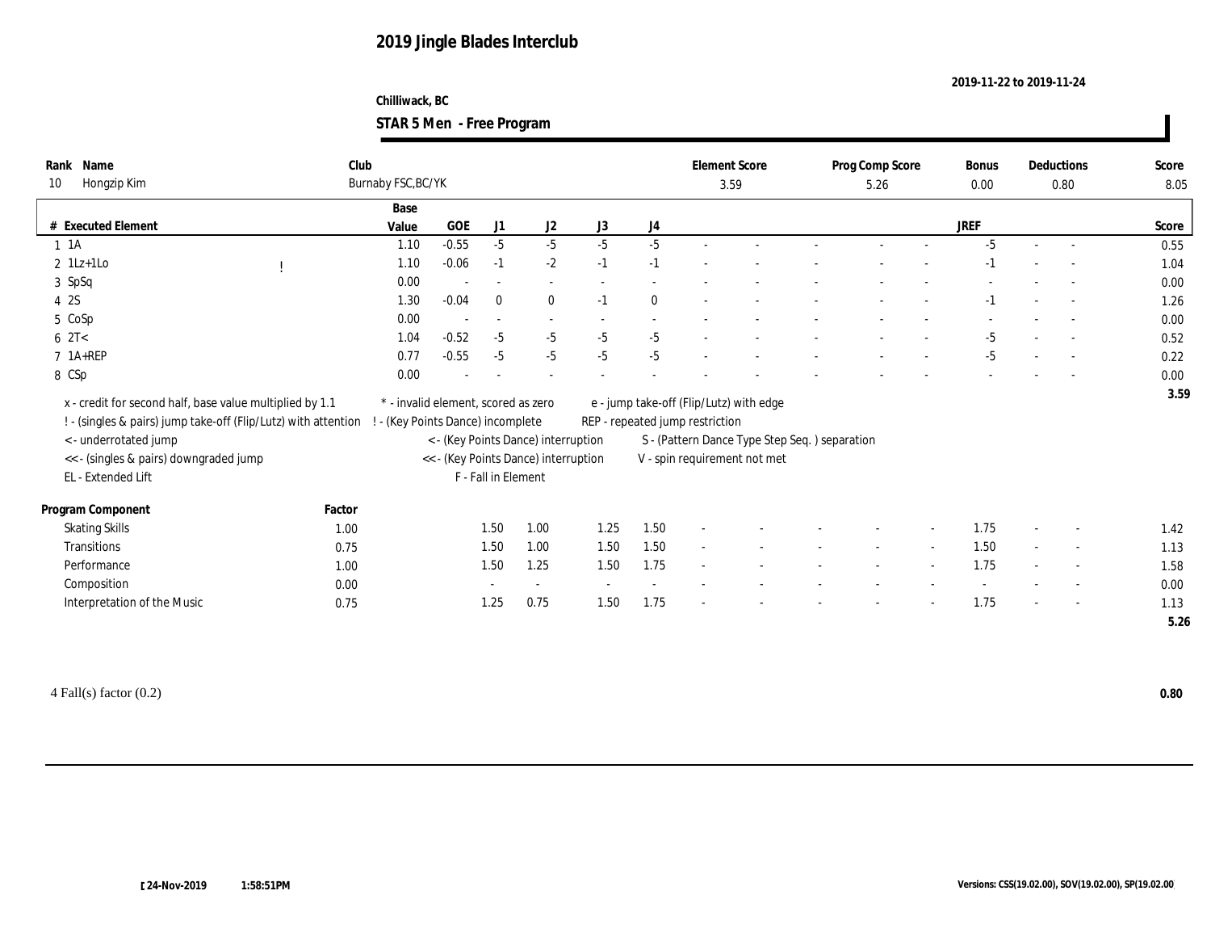# 2019 Jingle Blades Interclub

2019-11-22 to 2019-11-24

Chilliwack, BC

**STAR 5 Men - Free Program**

| Rank | Name | Club | Element Score | Prog Comp Score | Bonus | Deductions | Score |
|---|---|---|---|---|---|---|---|
| 10 | Hongzip Kim | Burnaby FSC,BC/YK | 3.59 | 5.26 | 0.00 | 0.80 | 8.05 |

| # | Executed Element | | Base Value | GOE | J1 | J2 | J3 | J4 | | | | | | JREF | | | Score |
|---|---|---|---|---|---|---|---|---|---|---|---|---|---|---|---|---|---|
| 1 | 1A | | 1.10 | -0.55 | -5 | -5 | -5 | -5 | - | - | - | - | - | -5 | - | - | 0.55 |
| 2 | 1Lz+1Lo | ! | 1.10 | -0.06 | -1 | -2 | -1 | -1 | - | - | - | - | - | -1 | - | - | 1.04 |
| 3 | SpSq | | 0.00 | - | - | - | - | - | - | - | - | - | - | - | - | - | 0.00 |
| 4 | 2S | | 1.30 | -0.04 | 0 | 0 | -1 | 0 | - | - | - | - | - | -1 | - | - | 1.26 |
| 5 | CoSp | | 0.00 | - | - | - | - | - | - | - | - | - | - | - | - | - | 0.00 |
| 6 | 2T< | | 1.04 | -0.52 | -5 | -5 | -5 | -5 | - | - | - | - | - | -5 | - | - | 0.52 |
| 7 | 1A+REP | | 0.77 | -0.55 | -5 | -5 | -5 | -5 | - | - | - | - | - | -5 | - | - | 0.22 |
| 8 | CSp | | 0.00 | - | - | - | - | - | - | - | - | - | - | - | - | - | 0.00 |
| | | | | | | | | | | | | | | | | | 3.59 |

x - credit for second half, base value multiplied by 1.1
! - (singles & pairs) jump take-off (Flip/Lutz) with attention
< - underrotated jump
<< - (singles & pairs) downgraded jump
EL - Extended Lift
* - invalid element, scored as zero
! - (Key Points Dance) incomplete
< - (Key Points Dance) interruption
<< - (Key Points Dance) interruption
F - Fall in Element
e - jump take-off (Flip/Lutz) with edge
REP - repeated jump restriction
S - (Pattern Dance Type Step Seq. ) separation
V - spin requirement not met

| Program Component | Factor | J1 | J2 | J3 | J4 | | | | | | JREF | | | Score |
|---|---|---|---|---|---|---|---|---|---|---|---|---|---|---|
| Skating Skills | 1.00 | 1.50 | 1.00 | 1.25 | 1.50 | - | - | - | - | - | 1.75 | - | - | 1.42 |
| Transitions | 0.75 | 1.50 | 1.00 | 1.50 | 1.50 | - | - | - | - | - | 1.50 | - | - | 1.13 |
| Performance | 1.00 | 1.50 | 1.25 | 1.50 | 1.75 | - | - | - | - | - | 1.75 | - | - | 1.58 |
| Composition | 0.00 | - | - | - | - | - | - | - | - | - | - | - | - | 0.00 |
| Interpretation of the Music | 0.75 | 1.25 | 0.75 | 1.50 | 1.75 | - | - | - | - | - | 1.75 | - | - | 1.13 |
| | | | | | | | | | | | | | | 5.26 |

4 Fall(s) factor (0.2) **0.80**

[24-Nov-2019 1:58:51PM

Versions: CSS(19.02.00), SOV(19.02.00), SP(19.02.00)